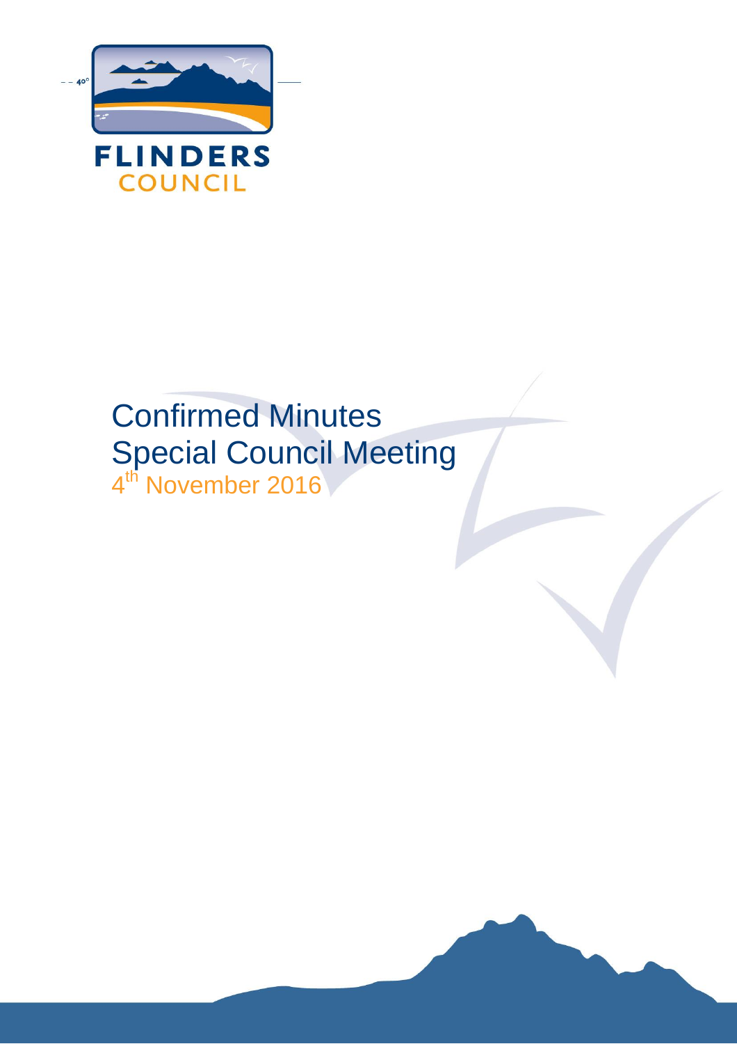FLINDERS COUNCIL

# Confirmed Minutes
# Special Council Meeting

4th November 2016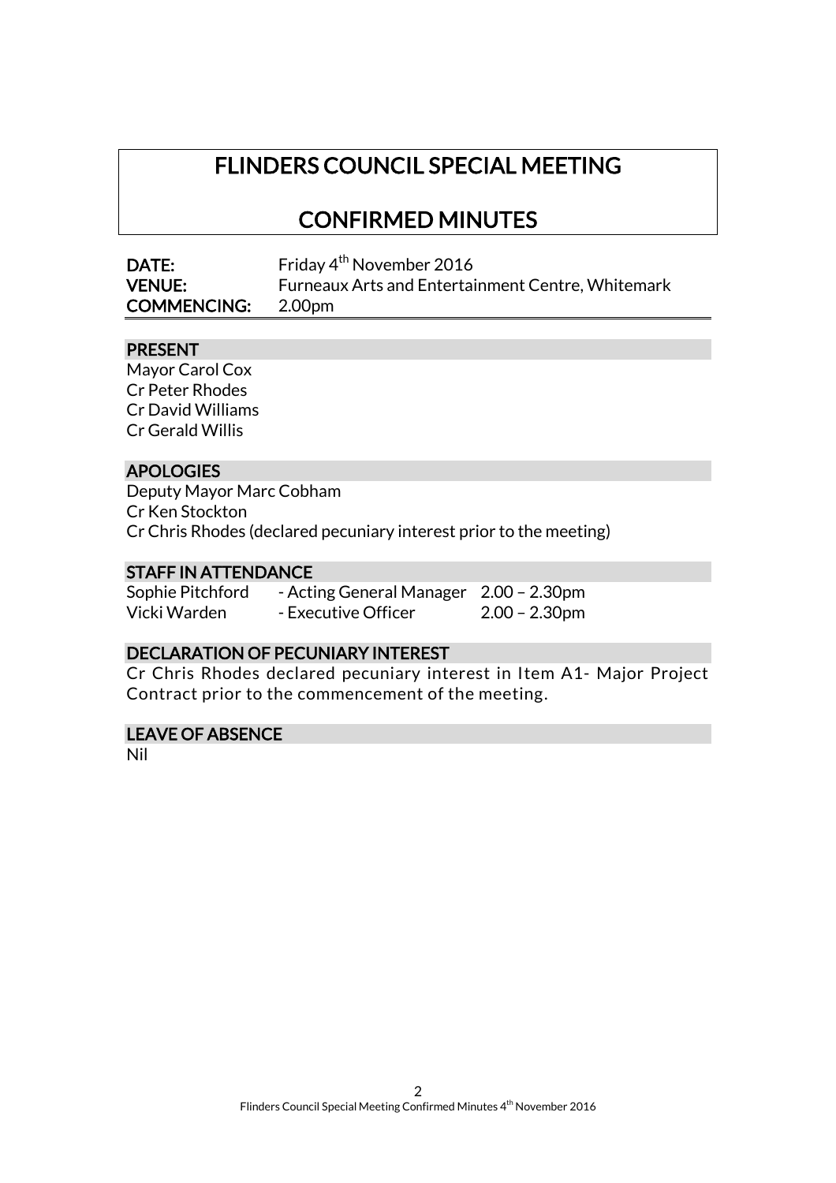# FLINDERS COUNCIL SPECIAL MEETING

## CONFIRMED MINUTES

**DATE:** Friday 4th November 2016
**VENUE:** Furneaux Arts and Entertainment Centre, Whitemark
**COMMENCING:** 2.00pm

### PRESENT

Mayor Carol Cox
Cr Peter Rhodes
Cr David Williams
Cr Gerald Willis

### APOLOGIES

Deputy Mayor Marc Cobham
Cr Ken Stockton
Cr Chris Rhodes (declared pecuniary interest prior to the meeting)

### STAFF IN ATTENDANCE

| | | |
|---|---|---|
| Sophie Pitchford | - Acting General Manager | 2.00 – 2.30pm |
| Vicki Warden | - Executive Officer | 2.00 – 2.30pm |

### DECLARATION OF PECUNIARY INTEREST

Cr Chris Rhodes declared pecuniary interest in Item A1- Major Project Contract prior to the commencement of the meeting.

### LEAVE OF ABSENCE

Nil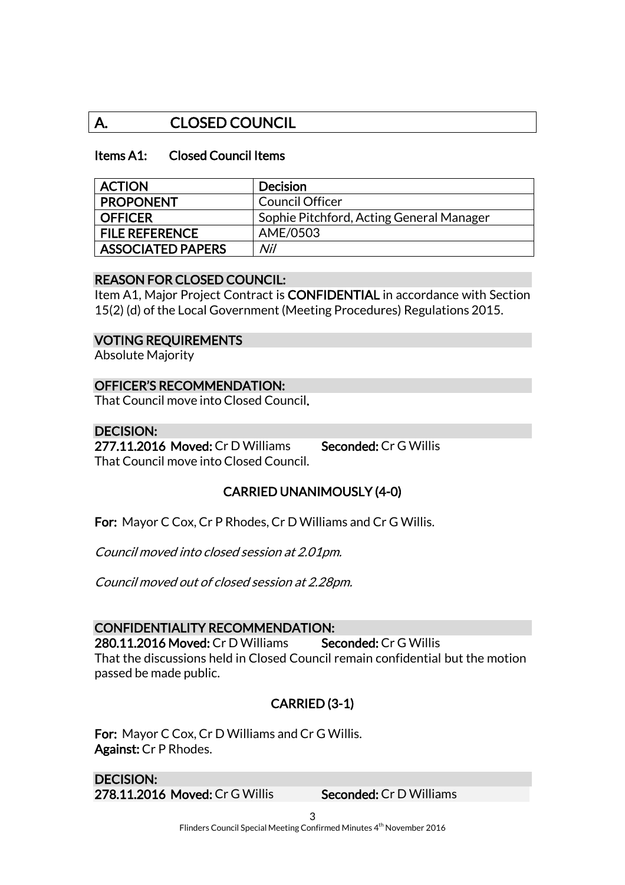## A. CLOSED COUNCIL

### Items A1: Closed Council Items

| ACTION | Decision |
|---|---|
| PROPONENT | Council Officer |
| OFFICER | Sophie Pitchford, Acting General Manager |
| FILE REFERENCE | AME/0503 |
| ASSOCIATED PAPERS | *Nil* |

**REASON FOR CLOSED COUNCIL:**
Item A1, Major Project Contract is **CONFIDENTIAL** in accordance with Section 15(2) (d) of the Local Government (Meeting Procedures) Regulations 2015.

**VOTING REQUIREMENTS**
Absolute Majority

**OFFICER'S RECOMMENDATION:**
That Council move into Closed Council.

**DECISION:**
**277.11.2016 Moved:** Cr D Williams **Seconded:** Cr G Willis
That Council move into Closed Council.

**CARRIED UNANIMOUSLY (4-0)**

**For:** Mayor C Cox, Cr P Rhodes, Cr D Williams and Cr G Willis.

*Council moved into closed session at 2.01pm.*

*Council moved out of closed session at 2.28pm.*

**CONFIDENTIALITY RECOMMENDATION:**
**280.11.2016 Moved:** Cr D Williams **Seconded:** Cr G Willis
That the discussions held in Closed Council remain confidential but the motion passed be made public.

**CARRIED (3-1)**

**For:** Mayor C Cox, Cr D Williams and Cr G Willis.
**Against:** Cr P Rhodes.

**DECISION:**
**278.11.2016 Moved:** Cr G Willis **Seconded:** Cr D Williams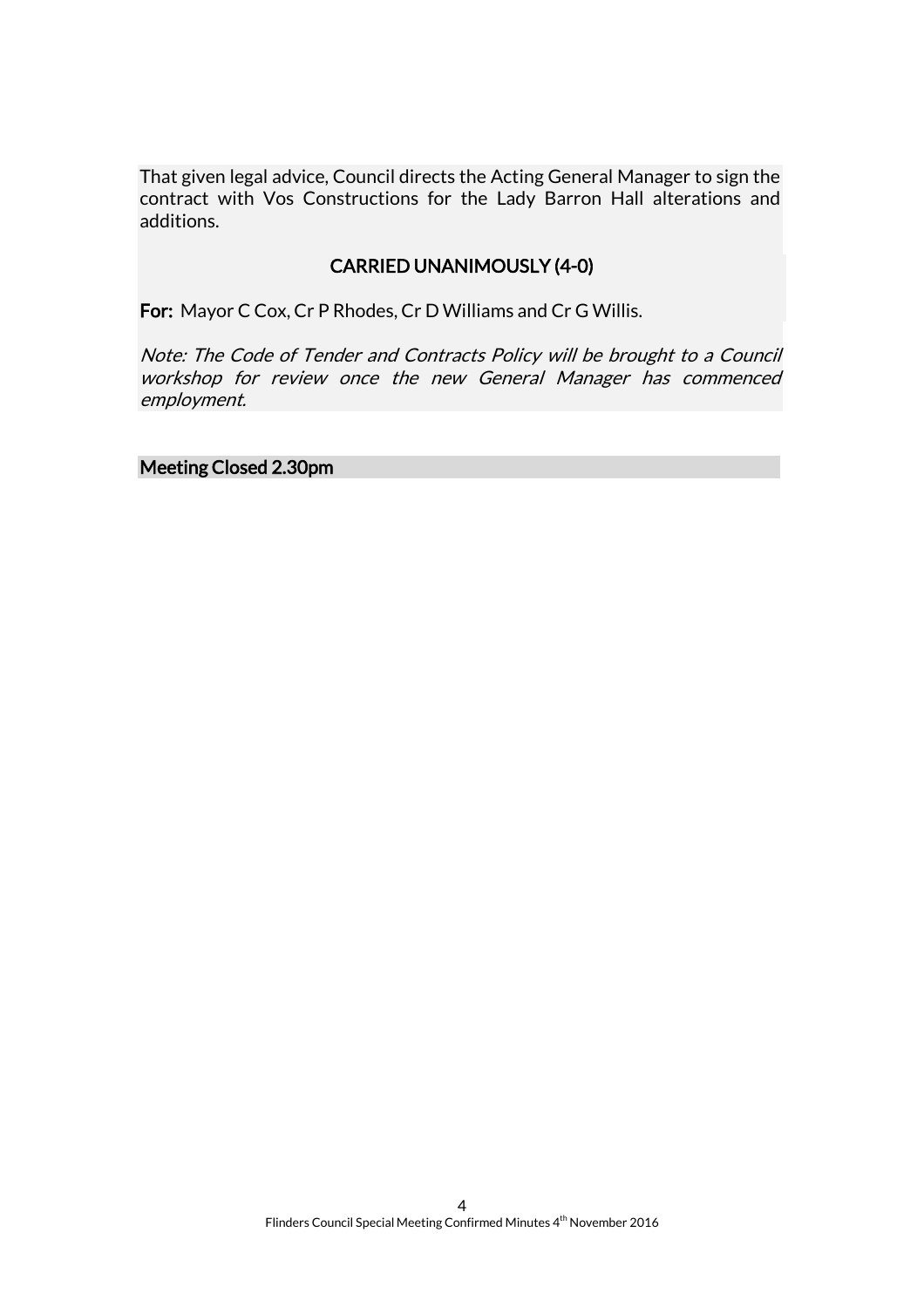That given legal advice, Council directs the Acting General Manager to sign the contract with Vos Constructions for the Lady Barron Hall alterations and additions.

**CARRIED UNANIMOUSLY (4-0)**

**For:** Mayor C Cox, Cr P Rhodes, Cr D Williams and Cr G Willis.

*Note: The Code of Tender and Contracts Policy will be brought to a Council workshop for review once the new General Manager has commenced employment.*

**Meeting Closed 2.30pm**